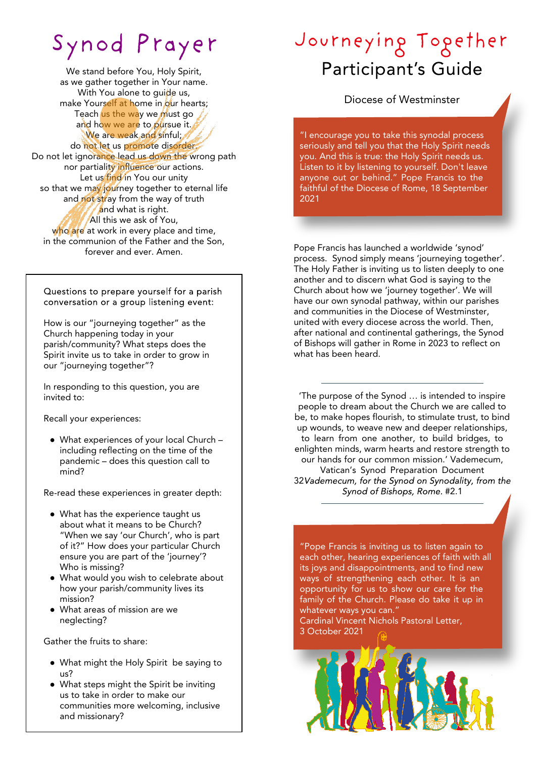# Synod Prayer

We stand before You, Holy Spirit,
as we gather together in Your name.
With You alone to guide us,
make Yourself at home in our hearts;
Teach us the way we must go
and how we are to pursue it.
We are weak and sinful;
do not let us promote disorder.
Do not let ignorance lead us down the wrong path
nor partiality influence our actions.
Let us find in You our unity
so that we may journey together to eternal life
and not stray from the way of truth
and what is right.
All this we ask of You,
who are at work in every place and time,
in the communion of the Father and the Son,
forever and ever. Amen.

Questions to prepare yourself for a parish conversation or a group listening event:

How is our "journeying together" as the Church happening today in your parish/community? What steps does the Spirit invite us to take in order to grow in our "journeying together"?

In responding to this question, you are invited to:

Recall your experiences:

- What experiences of your local Church – including reflecting on the time of the pandemic – does this question call to mind?

Re-read these experiences in greater depth:

- What has the experience taught us about what it means to be Church? "When we say 'our Church', who is part of it?" How does your particular Church ensure you are part of the 'journey'? Who is missing?
- What would you wish to celebrate about how your parish/community lives its mission?
- What areas of mission are we neglecting?

Gather the fruits to share:

- What might the Holy Spirit be saying to us?
- What steps might the Spirit be inviting us to take in order to make our communities more welcoming, inclusive and missionary?

# Journeying Together

## Participant's Guide

Diocese of Westminster

"I encourage you to take this synodal process seriously and tell you that the Holy Spirit needs you. And this is true: the Holy Spirit needs us. Listen to it by listening to yourself. Don't leave anyone out or behind." Pope Francis to the faithful of the Diocese of Rome, 18 September 2021

Pope Francis has launched a worldwide 'synod' process. Synod simply means 'journeying together'. The Holy Father is inviting us to listen deeply to one another and to discern what God is saying to the Church about how we 'journey together'. We will have our own synodal pathway, within our parishes and communities in the Diocese of Westminster, united with every diocese across the world. Then, after national and continental gatherings, the Synod of Bishops will gather in Rome in 2023 to reflect on what has been heard.

---

'The purpose of the Synod … is intended to inspire people to dream about the Church we are called to be, to make hopes flourish, to stimulate trust, to bind up wounds, to weave new and deeper relationships, to learn from one another, to build bridges, to enlighten minds, warm hearts and restore strength to our hands for our common mission.' Vademecum, Vatican's Synod Preparation Document 32*Vademecum, for the Synod on Synodality, from the Synod of Bishops, Rome.* #2.1

---

"Pope Francis is inviting us to listen again to each other, hearing experiences of faith with all its joys and disappointments, and to find new ways of strengthening each other. It is an opportunity for us to show our care for the family of the Church. Please do take it up in whatever ways you can."
Cardinal Vincent Nichols Pastoral Letter,
3 October 2021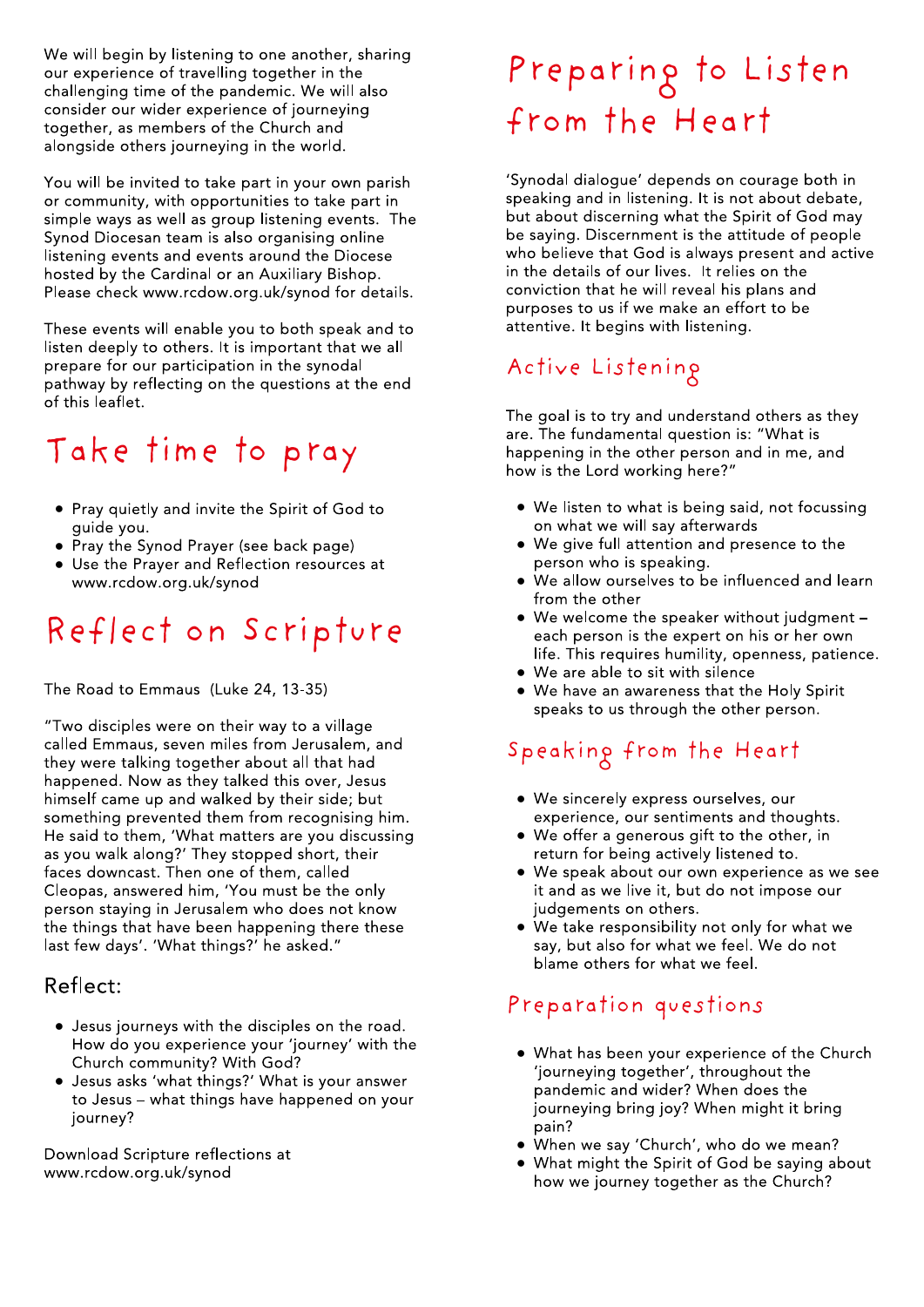We will begin by listening to one another, sharing our experience of travelling together in the challenging time of the pandemic. We will also consider our wider experience of journeying together, as members of the Church and alongside others journeying in the world.

You will be invited to take part in your own parish or community, with opportunities to take part in simple ways as well as group listening events. The Synod Diocesan team is also organising online listening events and events around the Diocese hosted by the Cardinal or an Auxiliary Bishop. Please check www.rcdow.org.uk/synod for details.

These events will enable you to both speak and to listen deeply to others. It is important that we all prepare for our participation in the synodal pathway by reflecting on the questions at the end of this leaflet.

## Take time to pray

- Pray quietly and invite the Spirit of God to guide you.
- Pray the Synod Prayer (see back page)
- Use the Prayer and Reflection resources at www.rcdow.org.uk/synod

## Reflect on Scripture

The Road to Emmaus (Luke 24, 13-35)

"Two disciples were on their way to a village called Emmaus, seven miles from Jerusalem, and they were talking together about all that had happened. Now as they talked this over, Jesus himself came up and walked by their side; but something prevented them from recognising him. He said to them, 'What matters are you discussing as you walk along?' They stopped short, their faces downcast. Then one of them, called Cleopas, answered him, 'You must be the only person staying in Jerusalem who does not know the things that have been happening there these last few days'. 'What things?' he asked."

### Reflect:

- Jesus journeys with the disciples on the road. How do you experience your 'journey' with the Church community? With God?
- Jesus asks 'what things?' What is your answer to Jesus – what things have happened on your journey?

Download Scripture reflections at www.rcdow.org.uk/synod

## Preparing to Listen from the Heart

'Synodal dialogue' depends on courage both in speaking and in listening. It is not about debate, but about discerning what the Spirit of God may be saying. Discernment is the attitude of people who believe that God is always present and active in the details of our lives. It relies on the conviction that he will reveal his plans and purposes to us if we make an effort to be attentive. It begins with listening.

### Active Listening

The goal is to try and understand others as they are. The fundamental question is: "What is happening in the other person and in me, and how is the Lord working here?"

- We listen to what is being said, not focussing on what we will say afterwards
- We give full attention and presence to the person who is speaking.
- We allow ourselves to be influenced and learn from the other
- We welcome the speaker without judgment – each person is the expert on his or her own life. This requires humility, openness, patience.
- We are able to sit with silence
- We have an awareness that the Holy Spirit speaks to us through the other person.

### Speaking from the Heart

- We sincerely express ourselves, our experience, our sentiments and thoughts.
- We offer a generous gift to the other, in return for being actively listened to.
- We speak about our own experience as we see it and as we live it, but do not impose our judgements on others.
- We take responsibility not only for what we say, but also for what we feel. We do not blame others for what we feel.

### Preparation questions

- What has been your experience of the Church 'journeying together', throughout the pandemic and wider? When does the journeying bring joy? When might it bring pain?
- When we say 'Church', who do we mean?
- What might the Spirit of God be saying about how we journey together as the Church?